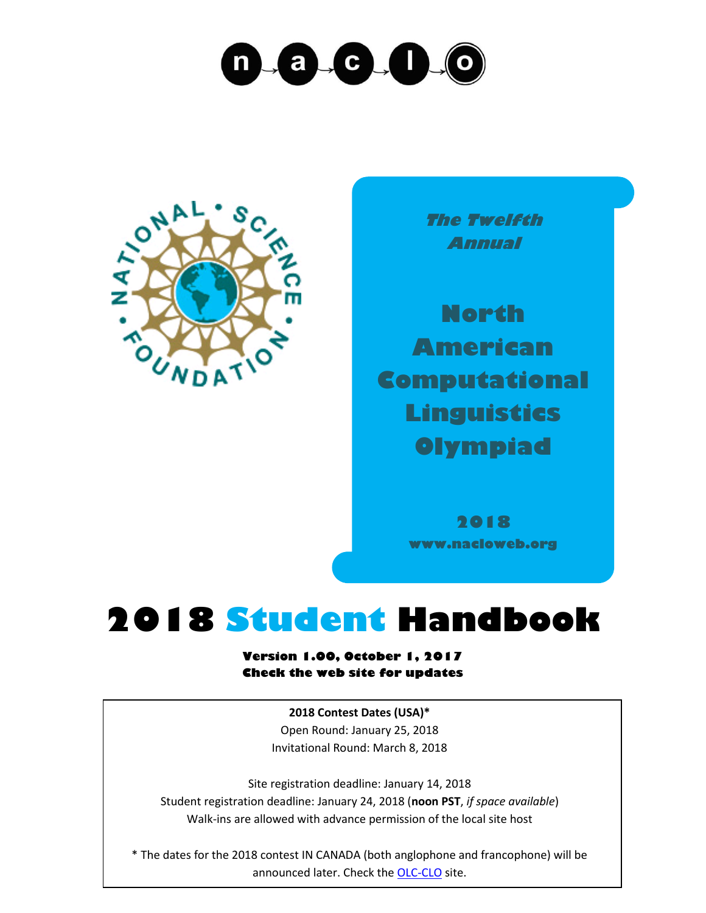n a c l o

NATIONAL • SCIENCE • FOUNDATION

*The Twelfth Annual*

**North American Computational Linguistics Olympiad**

**2018**

**www.nacloweb.org**

# 2018 Student Handbook

**Version 1.00, October 1, 2017**
**Check the web site for updates**

**2018 Contest Dates (USA)***

Open Round: January 25, 2018

Invitational Round: March 8, 2018

Site registration deadline: January 14, 2018

Student registration deadline: January 24, 2018 (**noon PST**, *if space available*)

Walk-ins are allowed with advance permission of the local site host

* The dates for the 2018 contest IN CANADA (both anglophone and francophone) will be announced later. Check the OLC-CLO site.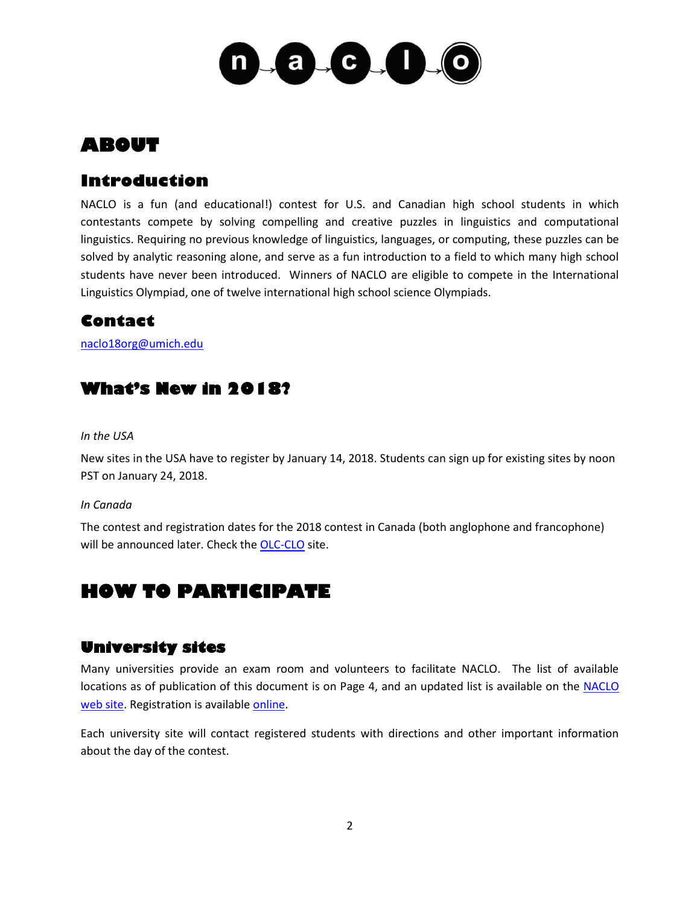# ABOUT

## Introduction

NACLO is a fun (and educational!) contest for U.S. and Canadian high school students in which contestants compete by solving compelling and creative puzzles in linguistics and computational linguistics. Requiring no previous knowledge of linguistics, languages, or computing, these puzzles can be solved by analytic reasoning alone, and serve as a fun introduction to a field to which many high school students have never been introduced. Winners of NACLO are eligible to compete in the International Linguistics Olympiad, one of twelve international high school science Olympiads.

## Contact

naclo18org@umich.edu

## What's New in 2018?

*In the USA*

New sites in the USA have to register by January 14, 2018. Students can sign up for existing sites by noon PST on January 24, 2018.

*In Canada*

The contest and registration dates for the 2018 contest in Canada (both anglophone and francophone) will be announced later. Check the OLC-CLO site.

# HOW TO PARTICIPATE

## University sites

Many universities provide an exam room and volunteers to facilitate NACLO. The list of available locations as of publication of this document is on Page 4, and an updated list is available on the NACLO web site. Registration is available online.

Each university site will contact registered students with directions and other important information about the day of the contest.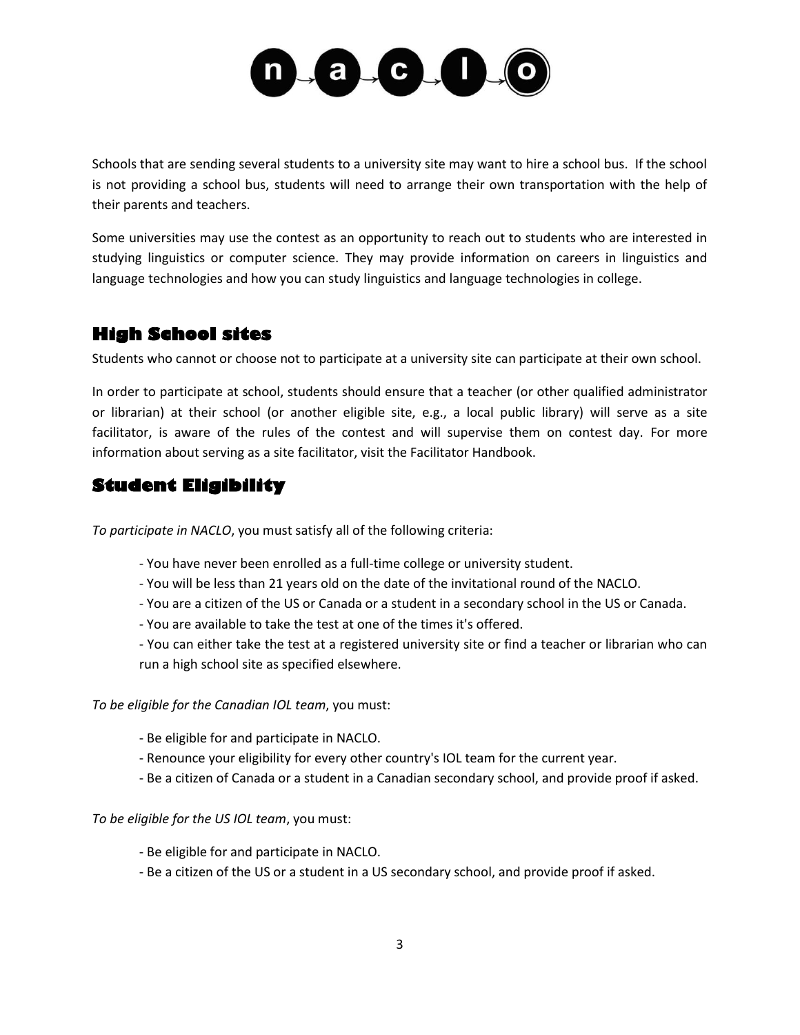Schools that are sending several students to a university site may want to hire a school bus. If the school is not providing a school bus, students will need to arrange their own transportation with the help of their parents and teachers.

Some universities may use the contest as an opportunity to reach out to students who are interested in studying linguistics or computer science. They may provide information on careers in linguistics and language technologies and how you can study linguistics and language technologies in college.

## High School sites

Students who cannot or choose not to participate at a university site can participate at their own school.

In order to participate at school, students should ensure that a teacher (or other qualified administrator or librarian) at their school (or another eligible site, e.g., a local public library) will serve as a site facilitator, is aware of the rules of the contest and will supervise them on contest day. For more information about serving as a site facilitator, visit the Facilitator Handbook.

## Student Eligibility

*To participate in NACLO*, you must satisfy all of the following criteria:

- You have never been enrolled as a full-time college or university student.
- You will be less than 21 years old on the date of the invitational round of the NACLO.
- You are a citizen of the US or Canada or a student in a secondary school in the US or Canada.
- You are available to take the test at one of the times it's offered.
- You can either take the test at a registered university site or find a teacher or librarian who can run a high school site as specified elsewhere.

*To be eligible for the Canadian IOL team*, you must:

- Be eligible for and participate in NACLO.
- Renounce your eligibility for every other country's IOL team for the current year.
- Be a citizen of Canada or a student in a Canadian secondary school, and provide proof if asked.

*To be eligible for the US IOL team*, you must:

- Be eligible for and participate in NACLO.
- Be a citizen of the US or a student in a US secondary school, and provide proof if asked.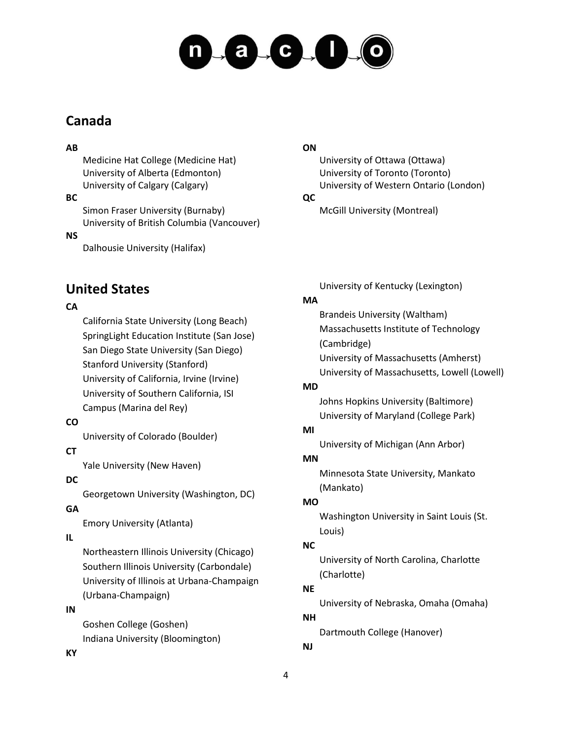## Canada

**AB**

- Medicine Hat College (Medicine Hat)
- University of Alberta (Edmonton)
- University of Calgary (Calgary)

**BC**

- Simon Fraser University (Burnaby)
- University of British Columbia (Vancouver)

**NS**

- Dalhousie University (Halifax)

**ON**

- University of Ottawa (Ottawa)
- University of Toronto (Toronto)
- University of Western Ontario (London)

**QC**

- McGill University (Montreal)

## United States

**CA**

- California State University (Long Beach)
- SpringLight Education Institute (San Jose)
- San Diego State University (San Diego)
- Stanford University (Stanford)
- University of California, Irvine (Irvine)
- University of Southern California, ISI Campus (Marina del Rey)

**CO**

- University of Colorado (Boulder)

**CT**

- Yale University (New Haven)

**DC**

- Georgetown University (Washington, DC)

**GA**

- Emory University (Atlanta)

**IL**

- Northeastern Illinois University (Chicago)
- Southern Illinois University (Carbondale)
- University of Illinois at Urbana-Champaign (Urbana-Champaign)

**IN**

- Goshen College (Goshen)
- Indiana University (Bloomington)

**KY**

- University of Kentucky (Lexington)

**MA**

- Brandeis University (Waltham)
- Massachusetts Institute of Technology (Cambridge)
- University of Massachusetts (Amherst)
- University of Massachusetts, Lowell (Lowell)

**MD**

- Johns Hopkins University (Baltimore)
- University of Maryland (College Park)

**MI**

- University of Michigan (Ann Arbor)

**MN**

- Minnesota State University, Mankato (Mankato)

**MO**

- Washington University in Saint Louis (St. Louis)

**NC**

- University of North Carolina, Charlotte (Charlotte)

**NE**

- University of Nebraska, Omaha (Omaha)

**NH**

- Dartmouth College (Hanover)

**NJ**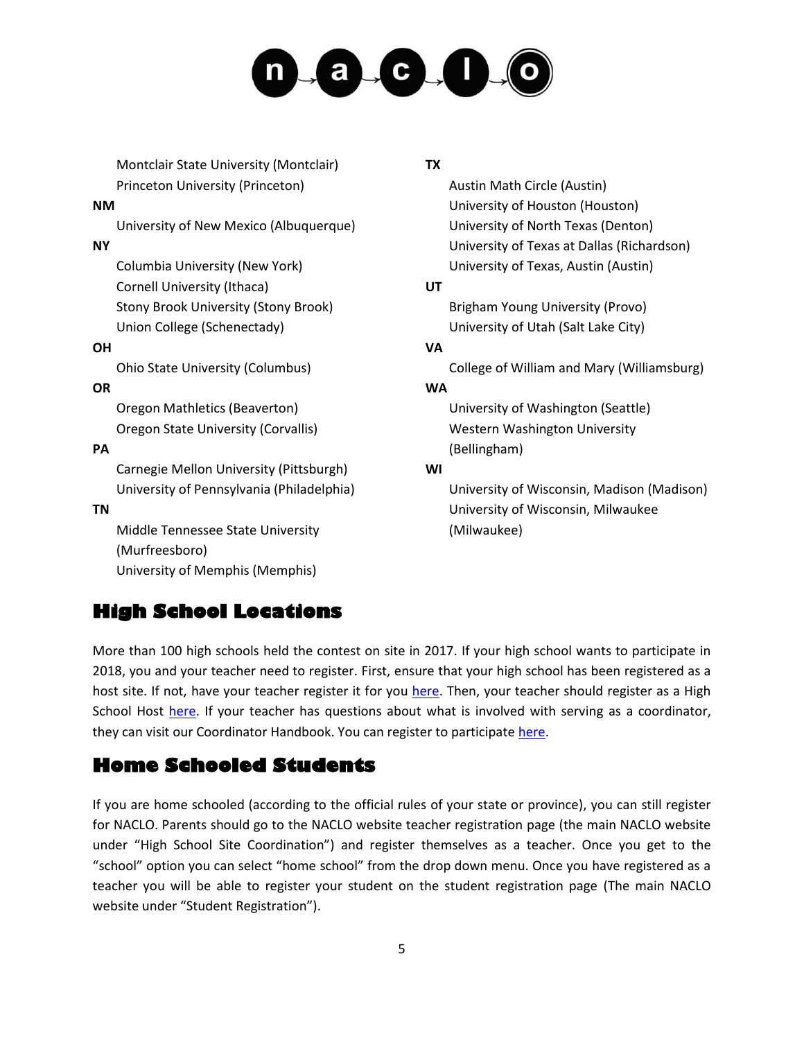Montclair State University (Montclair)
Princeton University (Princeton)

**NM**

University of New Mexico (Albuquerque)

**NY**

Columbia University (New York)
Cornell University (Ithaca)
Stony Brook University (Stony Brook)
Union College (Schenectady)

**OH**

Ohio State University (Columbus)

**OR**

Oregon Mathletics (Beaverton)
Oregon State University (Corvallis)

**PA**

Carnegie Mellon University (Pittsburgh)
University of Pennsylvania (Philadelphia)

**TN**

Middle Tennessee State University (Murfreesboro)
University of Memphis (Memphis)

**TX**

Austin Math Circle (Austin)
University of Houston (Houston)
University of North Texas (Denton)
University of Texas at Dallas (Richardson)
University of Texas, Austin (Austin)

**UT**

Brigham Young University (Provo)
University of Utah (Salt Lake City)

**VA**

College of William and Mary (Williamsburg)

**WA**

University of Washington (Seattle)
Western Washington University (Bellingham)

**WI**

University of Wisconsin, Madison (Madison)
University of Wisconsin, Milwaukee (Milwaukee)

## High School Locations

More than 100 high schools held the contest on site in 2017. If your high school wants to participate in 2018, you and your teacher need to register. First, ensure that your high school has been registered as a host site. If not, have your teacher register it for you here. Then, your teacher should register as a High School Host here. If your teacher has questions about what is involved with serving as a coordinator, they can visit our Coordinator Handbook. You can register to participate here.

## Home Schooled Students

If you are home schooled (according to the official rules of your state or province), you can still register for NACLO. Parents should go to the NACLO website teacher registration page (the main NACLO website under "High School Site Coordination") and register themselves as a teacher. Once you get to the "school" option you can select "home school" from the drop down menu. Once you have registered as a teacher you will be able to register your student on the student registration page (The main NACLO website under "Student Registration").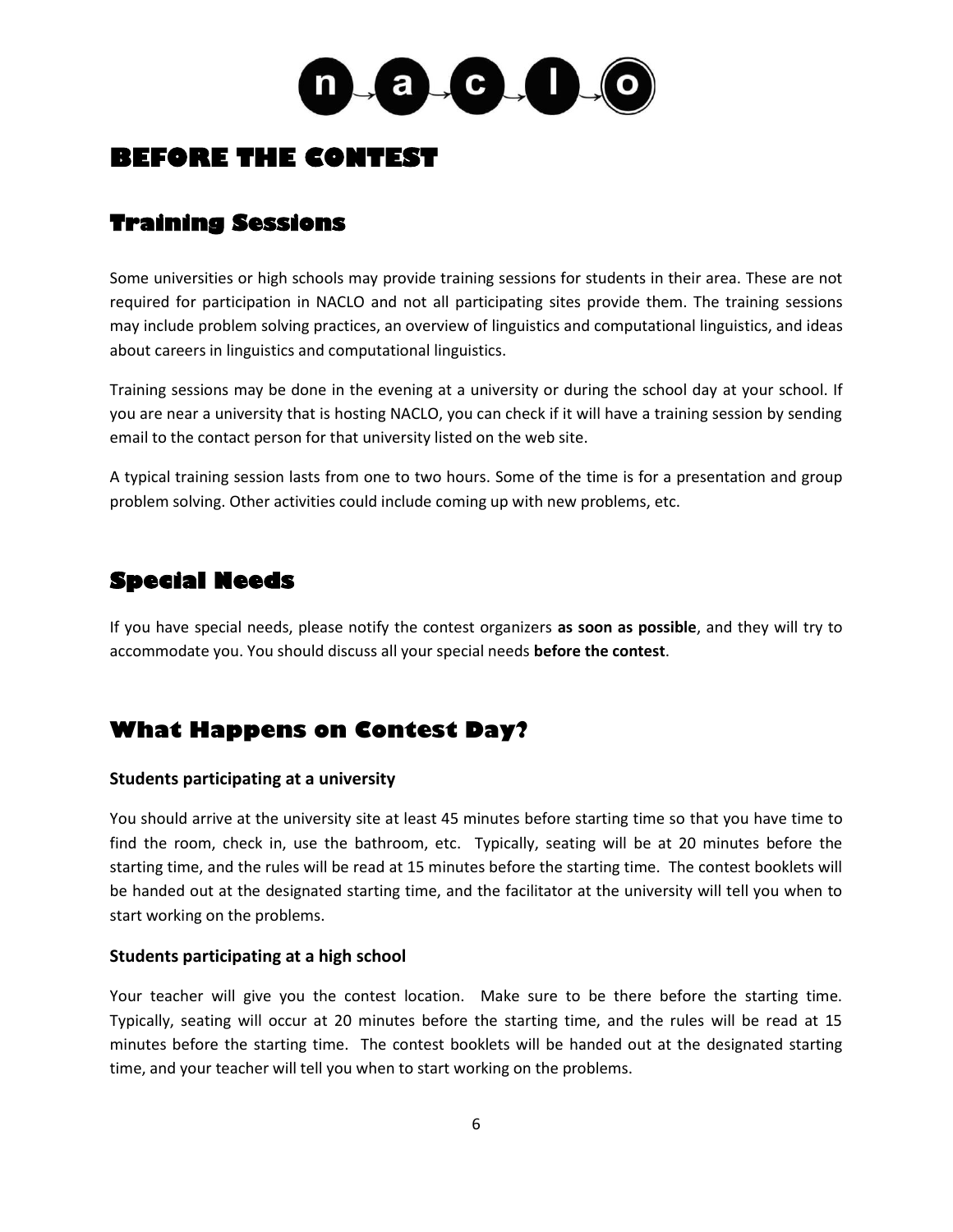# BEFORE THE CONTEST

## Training Sessions

Some universities or high schools may provide training sessions for students in their area. These are not required for participation in NACLO and not all participating sites provide them. The training sessions may include problem solving practices, an overview of linguistics and computational linguistics, and ideas about careers in linguistics and computational linguistics.

Training sessions may be done in the evening at a university or during the school day at your school. If you are near a university that is hosting NACLO, you can check if it will have a training session by sending email to the contact person for that university listed on the web site.

A typical training session lasts from one to two hours. Some of the time is for a presentation and group problem solving. Other activities could include coming up with new problems, etc.

## Special Needs

If you have special needs, please notify the contest organizers **as soon as possible**, and they will try to accommodate you. You should discuss all your special needs **before the contest**.

## What Happens on Contest Day?

### Students participating at a university

You should arrive at the university site at least 45 minutes before starting time so that you have time to find the room, check in, use the bathroom, etc. Typically, seating will be at 20 minutes before the starting time, and the rules will be read at 15 minutes before the starting time. The contest booklets will be handed out at the designated starting time, and the facilitator at the university will tell you when to start working on the problems.

### Students participating at a high school

Your teacher will give you the contest location. Make sure to be there before the starting time. Typically, seating will occur at 20 minutes before the starting time, and the rules will be read at 15 minutes before the starting time. The contest booklets will be handed out at the designated starting time, and your teacher will tell you when to start working on the problems.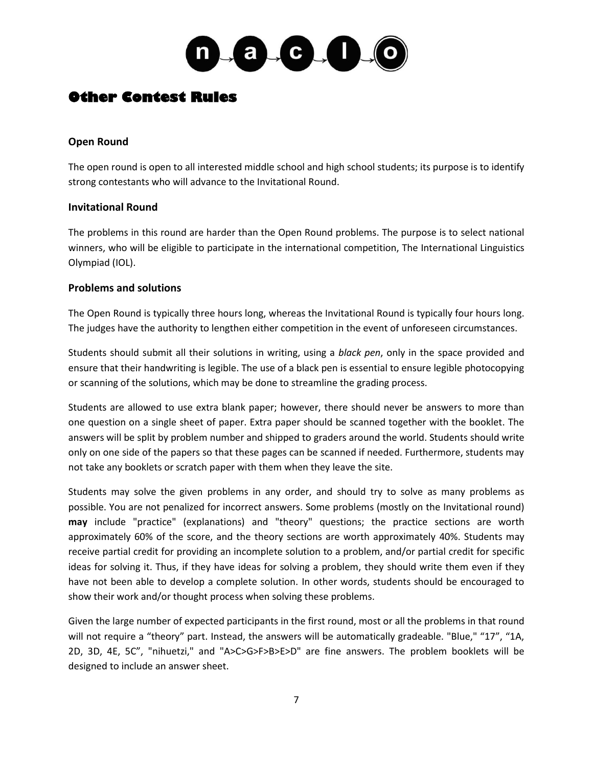# Other Contest Rules

### Open Round

The open round is open to all interested middle school and high school students; its purpose is to identify strong contestants who will advance to the Invitational Round.

### Invitational Round

The problems in this round are harder than the Open Round problems. The purpose is to select national winners, who will be eligible to participate in the international competition, The International Linguistics Olympiad (IOL).

### Problems and solutions

The Open Round is typically three hours long, whereas the Invitational Round is typically four hours long. The judges have the authority to lengthen either competition in the event of unforeseen circumstances.

Students should submit all their solutions in writing, using a *black pen*, only in the space provided and ensure that their handwriting is legible. The use of a black pen is essential to ensure legible photocopying or scanning of the solutions, which may be done to streamline the grading process.

Students are allowed to use extra blank paper; however, there should never be answers to more than one question on a single sheet of paper. Extra paper should be scanned together with the booklet. The answers will be split by problem number and shipped to graders around the world. Students should write only on one side of the papers so that these pages can be scanned if needed. Furthermore, students may not take any booklets or scratch paper with them when they leave the site.

Students may solve the given problems in any order, and should try to solve as many problems as possible. You are not penalized for incorrect answers. Some problems (mostly on the Invitational round) **may** include "practice" (explanations) and "theory" questions; the practice sections are worth approximately 60% of the score, and the theory sections are worth approximately 40%. Students may receive partial credit for providing an incomplete solution to a problem, and/or partial credit for specific ideas for solving it. Thus, if they have ideas for solving a problem, they should write them even if they have not been able to develop a complete solution. In other words, students should be encouraged to show their work and/or thought process when solving these problems.

Given the large number of expected participants in the first round, most or all the problems in that round will not require a "theory" part. Instead, the answers will be automatically gradeable. "Blue," "17", "1A, 2D, 3D, 4E, 5C", "nihuetzi," and "A>C>G>F>B>E>D" are fine answers. The problem booklets will be designed to include an answer sheet.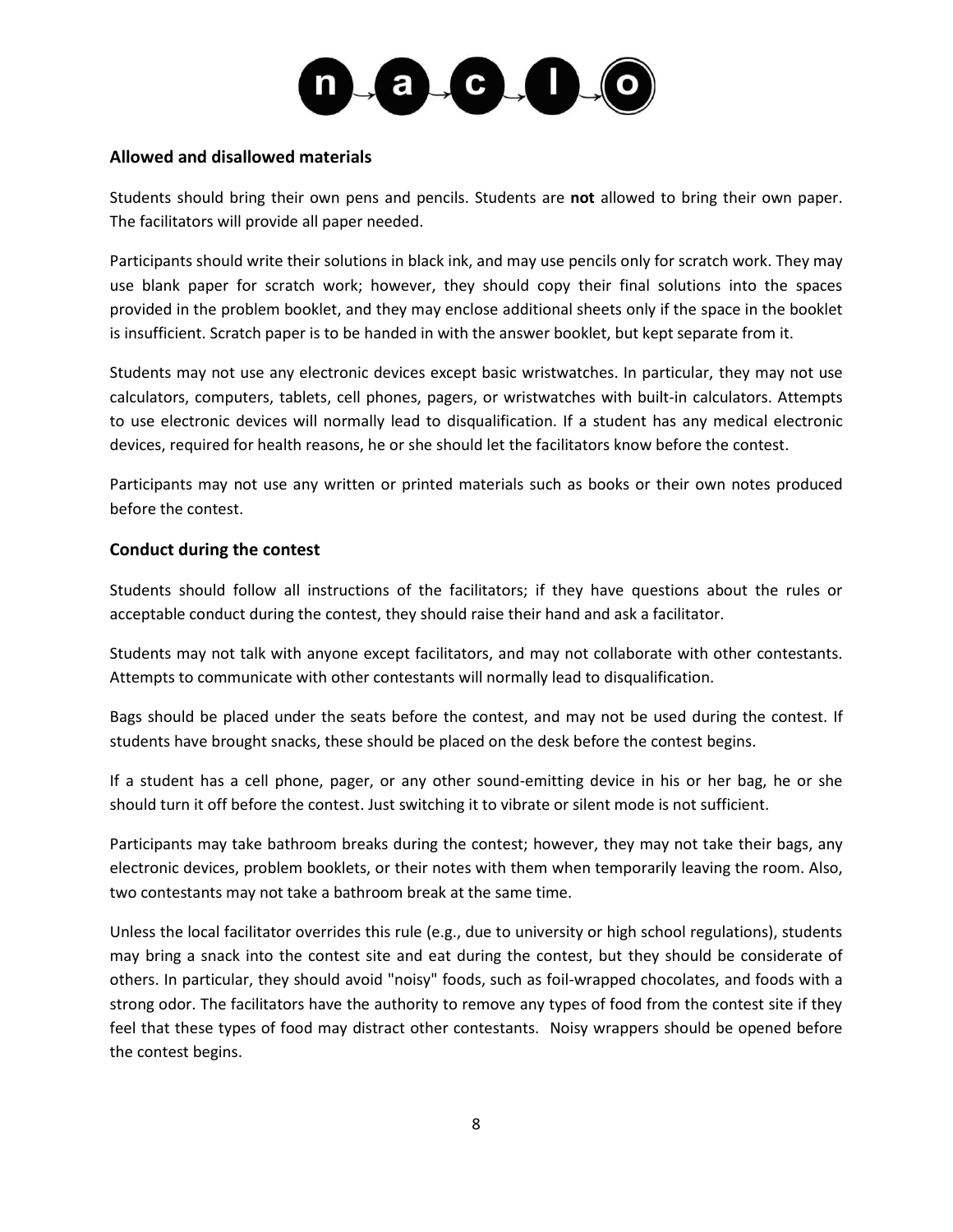## Allowed and disallowed materials

Students should bring their own pens and pencils. Students are **not** allowed to bring their own paper. The facilitators will provide all paper needed.

Participants should write their solutions in black ink, and may use pencils only for scratch work. They may use blank paper for scratch work; however, they should copy their final solutions into the spaces provided in the problem booklet, and they may enclose additional sheets only if the space in the booklet is insufficient. Scratch paper is to be handed in with the answer booklet, but kept separate from it.

Students may not use any electronic devices except basic wristwatches. In particular, they may not use calculators, computers, tablets, cell phones, pagers, or wristwatches with built-in calculators. Attempts to use electronic devices will normally lead to disqualification. If a student has any medical electronic devices, required for health reasons, he or she should let the facilitators know before the contest.

Participants may not use any written or printed materials such as books or their own notes produced before the contest.

## Conduct during the contest

Students should follow all instructions of the facilitators; if they have questions about the rules or acceptable conduct during the contest, they should raise their hand and ask a facilitator.

Students may not talk with anyone except facilitators, and may not collaborate with other contestants. Attempts to communicate with other contestants will normally lead to disqualification.

Bags should be placed under the seats before the contest, and may not be used during the contest. If students have brought snacks, these should be placed on the desk before the contest begins.

If a student has a cell phone, pager, or any other sound-emitting device in his or her bag, he or she should turn it off before the contest. Just switching it to vibrate or silent mode is not sufficient.

Participants may take bathroom breaks during the contest; however, they may not take their bags, any electronic devices, problem booklets, or their notes with them when temporarily leaving the room. Also, two contestants may not take a bathroom break at the same time.

Unless the local facilitator overrides this rule (e.g., due to university or high school regulations), students may bring a snack into the contest site and eat during the contest, but they should be considerate of others. In particular, they should avoid "noisy" foods, such as foil-wrapped chocolates, and foods with a strong odor. The facilitators have the authority to remove any types of food from the contest site if they feel that these types of food may distract other contestants. Noisy wrappers should be opened before the contest begins.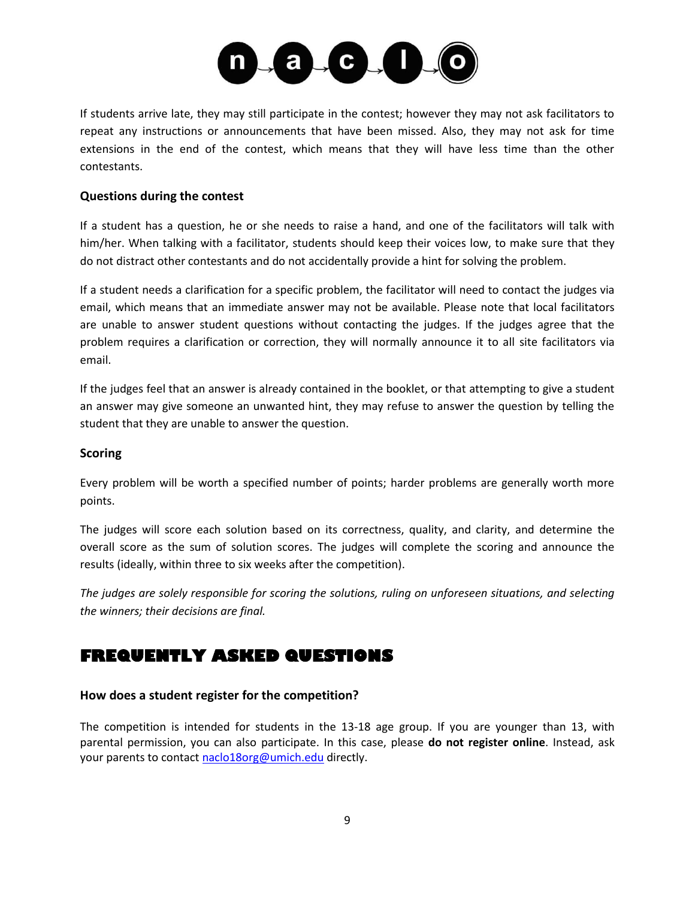If students arrive late, they may still participate in the contest; however they may not ask facilitators to repeat any instructions or announcements that have been missed. Also, they may not ask for time extensions in the end of the contest, which means that they will have less time than the other contestants.

### Questions during the contest

If a student has a question, he or she needs to raise a hand, and one of the facilitators will talk with him/her. When talking with a facilitator, students should keep their voices low, to make sure that they do not distract other contestants and do not accidentally provide a hint for solving the problem.

If a student needs a clarification for a specific problem, the facilitator will need to contact the judges via email, which means that an immediate answer may not be available. Please note that local facilitators are unable to answer student questions without contacting the judges. If the judges agree that the problem requires a clarification or correction, they will normally announce it to all site facilitators via email.

If the judges feel that an answer is already contained in the booklet, or that attempting to give a student an answer may give someone an unwanted hint, they may refuse to answer the question by telling the student that they are unable to answer the question.

### Scoring

Every problem will be worth a specified number of points; harder problems are generally worth more points.

The judges will score each solution based on its correctness, quality, and clarity, and determine the overall score as the sum of solution scores. The judges will complete the scoring and announce the results (ideally, within three to six weeks after the competition).

*The judges are solely responsible for scoring the solutions, ruling on unforeseen situations, and selecting the winners; their decisions are final.*

## FREQUENTLY ASKED QUESTIONS

### How does a student register for the competition?

The competition is intended for students in the 13-18 age group. If you are younger than 13, with parental permission, you can also participate. In this case, please **do not register online**. Instead, ask your parents to contact naclo18org@umich.edu directly.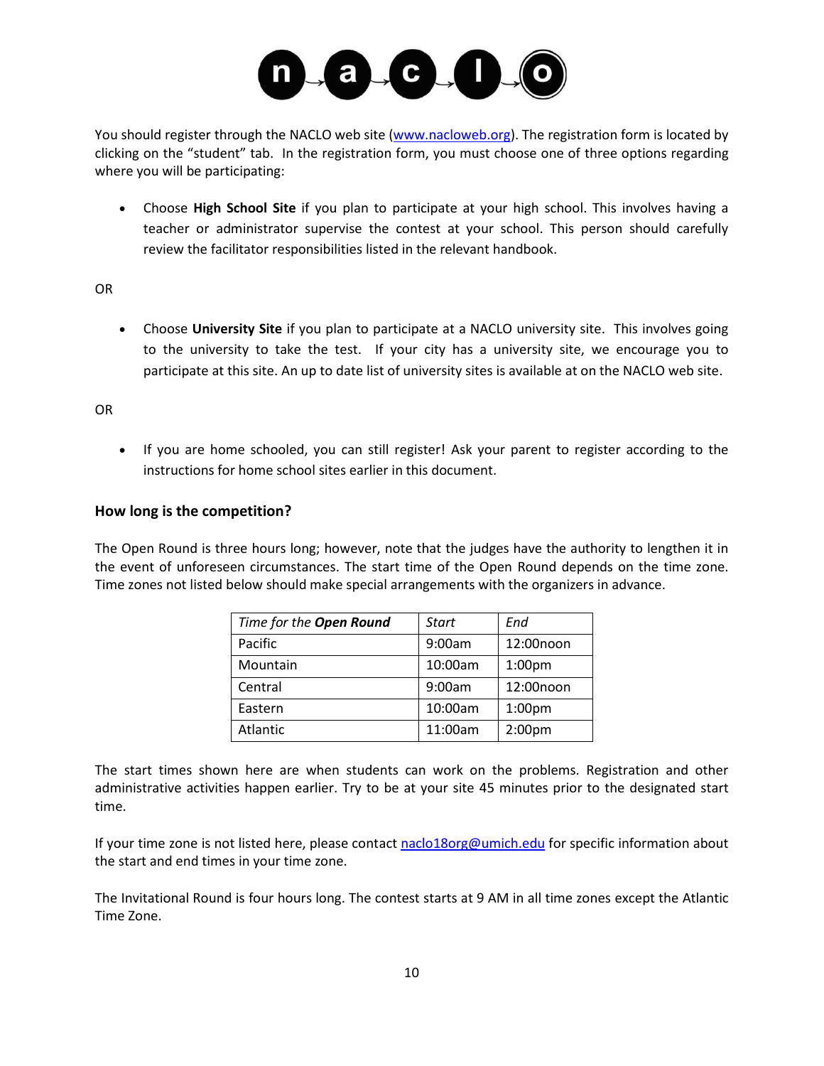You should register through the NACLO web site (www.nacloweb.org). The registration form is located by clicking on the "student" tab. In the registration form, you must choose one of three options regarding where you will be participating:

- Choose **High School Site** if you plan to participate at your high school. This involves having a teacher or administrator supervise the contest at your school. This person should carefully review the facilitator responsibilities listed in the relevant handbook.

OR

- Choose **University Site** if you plan to participate at a NACLO university site. This involves going to the university to take the test. If your city has a university site, we encourage you to participate at this site. An up to date list of university sites is available at on the NACLO web site.

OR

- If you are home schooled, you can still register! Ask your parent to register according to the instructions for home school sites earlier in this document.

### How long is the competition?

The Open Round is three hours long; however, note that the judges have the authority to lengthen it in the event of unforeseen circumstances. The start time of the Open Round depends on the time zone. Time zones not listed below should make special arrangements with the organizers in advance.

| *Time for the **Open Round*** | *Start* | *End* |
|---|---|---|
| Pacific | 9:00am | 12:00noon |
| Mountain | 10:00am | 1:00pm |
| Central | 9:00am | 12:00noon |
| Eastern | 10:00am | 1:00pm |
| Atlantic | 11:00am | 2:00pm |

The start times shown here are when students can work on the problems. Registration and other administrative activities happen earlier. Try to be at your site 45 minutes prior to the designated start time.

If your time zone is not listed here, please contact naclo18org@umich.edu for specific information about the start and end times in your time zone.

The Invitational Round is four hours long. The contest starts at 9 AM in all time zones except the Atlantic Time Zone.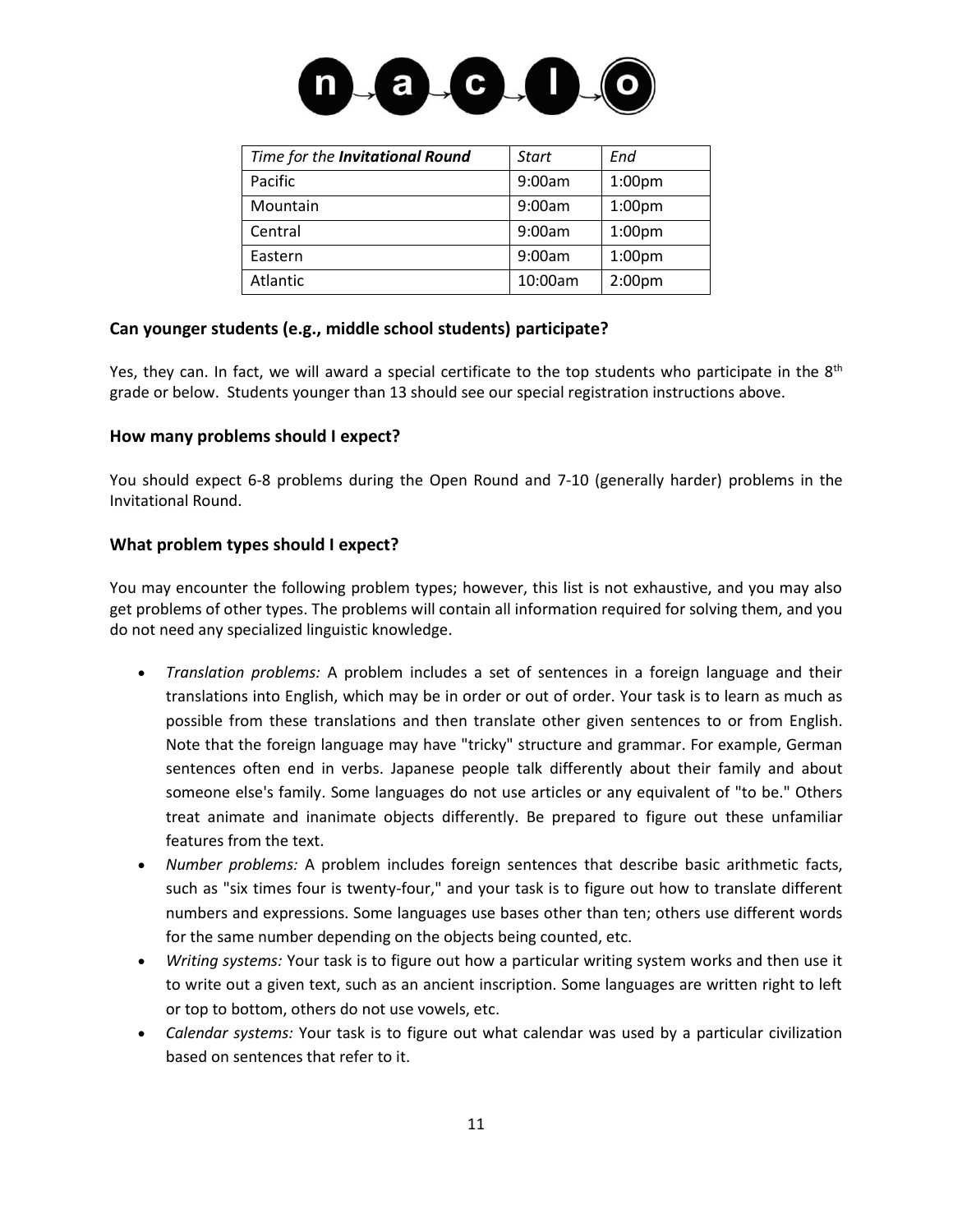| *Time for the **Invitational Round*** | *Start* | *End* |
|---|---|---|
| Pacific | 9:00am | 1:00pm |
| Mountain | 9:00am | 1:00pm |
| Central | 9:00am | 1:00pm |
| Eastern | 9:00am | 1:00pm |
| Atlantic | 10:00am | 2:00pm |

### Can younger students (e.g., middle school students) participate?

Yes, they can. In fact, we will award a special certificate to the top students who participate in the 8th grade or below. Students younger than 13 should see our special registration instructions above.

### How many problems should I expect?

You should expect 6-8 problems during the Open Round and 7-10 (generally harder) problems in the Invitational Round.

### What problem types should I expect?

You may encounter the following problem types; however, this list is not exhaustive, and you may also get problems of other types. The problems will contain all information required for solving them, and you do not need any specialized linguistic knowledge.

- *Translation problems:* A problem includes a set of sentences in a foreign language and their translations into English, which may be in order or out of order. Your task is to learn as much as possible from these translations and then translate other given sentences to or from English. Note that the foreign language may have "tricky" structure and grammar. For example, German sentences often end in verbs. Japanese people talk differently about their family and about someone else's family. Some languages do not use articles or any equivalent of "to be." Others treat animate and inanimate objects differently. Be prepared to figure out these unfamiliar features from the text.
- *Number problems:* A problem includes foreign sentences that describe basic arithmetic facts, such as "six times four is twenty-four," and your task is to figure out how to translate different numbers and expressions. Some languages use bases other than ten; others use different words for the same number depending on the objects being counted, etc.
- *Writing systems:* Your task is to figure out how a particular writing system works and then use it to write out a given text, such as an ancient inscription. Some languages are written right to left or top to bottom, others do not use vowels, etc.
- *Calendar systems:* Your task is to figure out what calendar was used by a particular civilization based on sentences that refer to it.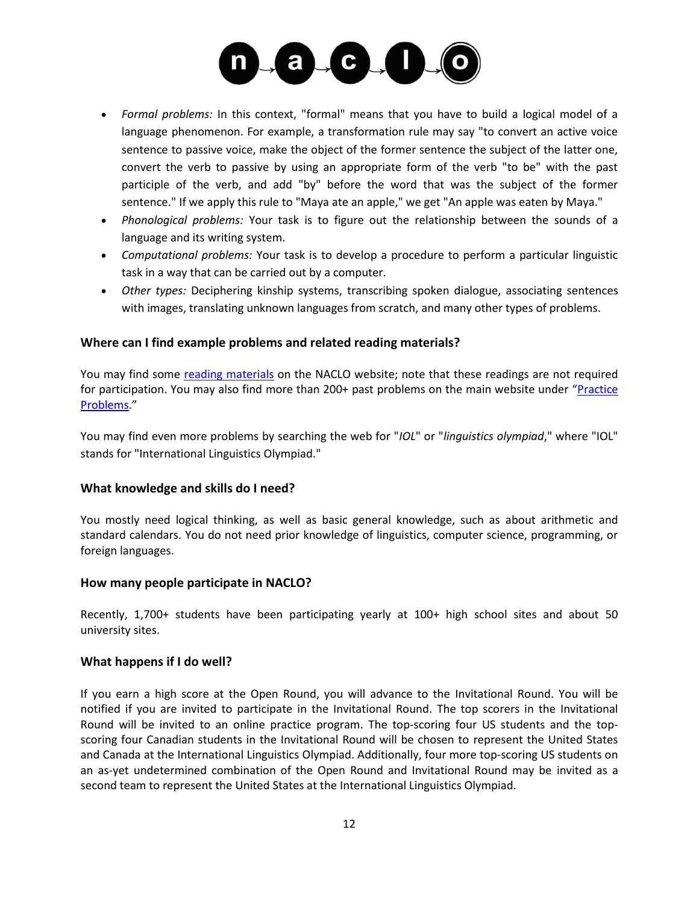- *Formal problems:* In this context, "formal" means that you have to build a logical model of a language phenomenon. For example, a transformation rule may say "to convert an active voice sentence to passive voice, make the object of the former sentence the subject of the latter one, convert the verb to passive by using an appropriate form of the verb "to be" with the past participle of the verb, and add "by" before the word that was the subject of the former sentence." If we apply this rule to "Maya ate an apple," we get "An apple was eaten by Maya."
- *Phonological problems:* Your task is to figure out the relationship between the sounds of a language and its writing system.
- *Computational problems:* Your task is to develop a procedure to perform a particular linguistic task in a way that can be carried out by a computer.
- *Other types:* Deciphering kinship systems, transcribing spoken dialogue, associating sentences with images, translating unknown languages from scratch, and many other types of problems.

### Where can I find example problems and related reading materials?

You may find some reading materials on the NACLO website; note that these readings are not required for participation. You may also find more than 200+ past problems on the main website under "Practice Problems."

You may find even more problems by searching the web for "*IOL*" or "*linguistics olympiad*," where "IOL" stands for "International Linguistics Olympiad."

### What knowledge and skills do I need?

You mostly need logical thinking, as well as basic general knowledge, such as about arithmetic and standard calendars. You do not need prior knowledge of linguistics, computer science, programming, or foreign languages.

### How many people participate in NACLO?

Recently, 1,700+ students have been participating yearly at 100+ high school sites and about 50 university sites.

### What happens if I do well?

If you earn a high score at the Open Round, you will advance to the Invitational Round. You will be notified if you are invited to participate in the Invitational Round. The top scorers in the Invitational Round will be invited to an online practice program. The top-scoring four US students and the top-scoring four Canadian students in the Invitational Round will be chosen to represent the United States and Canada at the International Linguistics Olympiad. Additionally, four more top-scoring US students on an as-yet undetermined combination of the Open Round and Invitational Round may be invited as a second team to represent the United States at the International Linguistics Olympiad.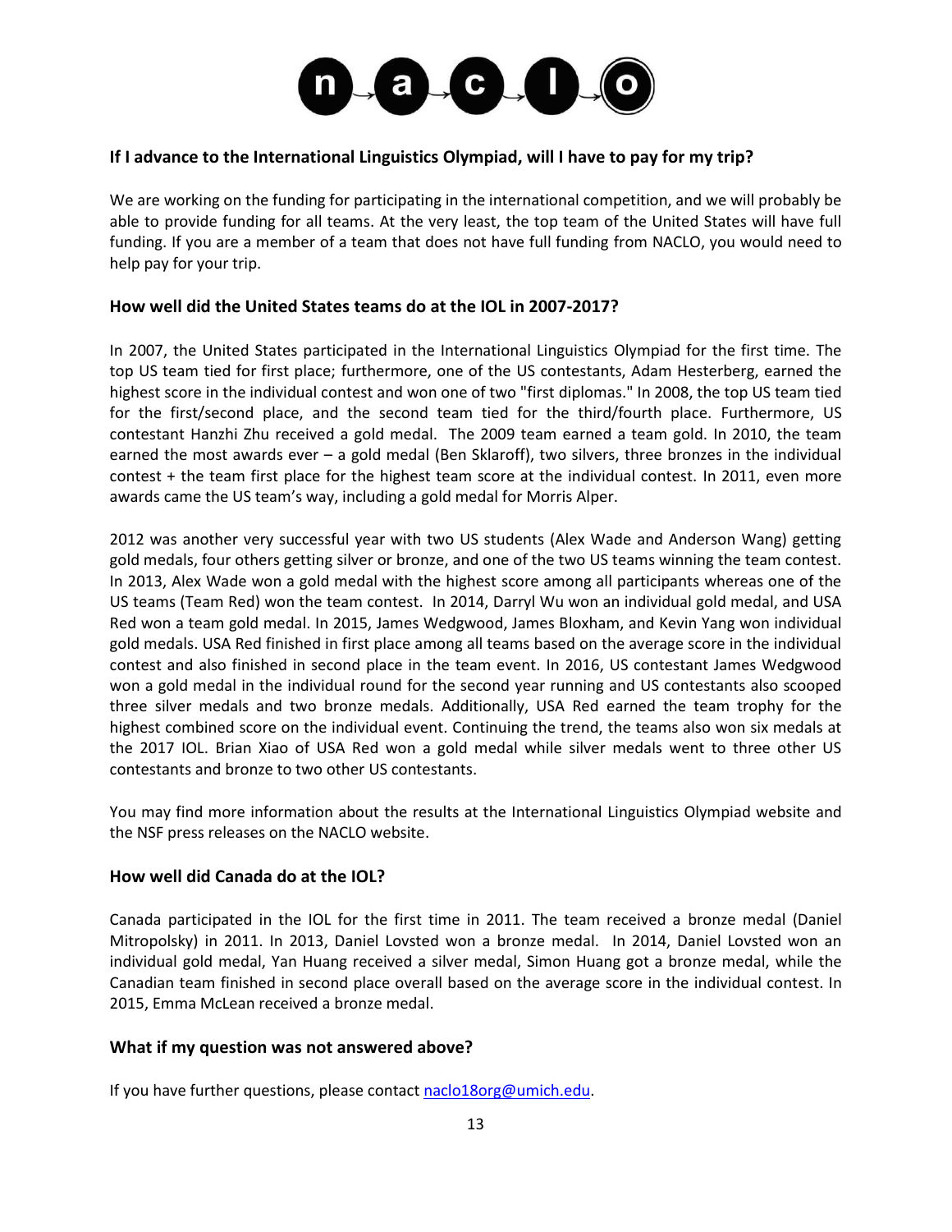### If I advance to the International Linguistics Olympiad, will I have to pay for my trip?

We are working on the funding for participating in the international competition, and we will probably be able to provide funding for all teams. At the very least, the top team of the United States will have full funding. If you are a member of a team that does not have full funding from NACLO, you would need to help pay for your trip.

### How well did the United States teams do at the IOL in 2007-2017?

In 2007, the United States participated in the International Linguistics Olympiad for the first time. The top US team tied for first place; furthermore, one of the US contestants, Adam Hesterberg, earned the highest score in the individual contest and won one of two "first diplomas." In 2008, the top US team tied for the first/second place, and the second team tied for the third/fourth place. Furthermore, US contestant Hanzhi Zhu received a gold medal. The 2009 team earned a team gold. In 2010, the team earned the most awards ever – a gold medal (Ben Sklaroff), two silvers, three bronzes in the individual contest + the team first place for the highest team score at the individual contest. In 2011, even more awards came the US team's way, including a gold medal for Morris Alper.

2012 was another very successful year with two US students (Alex Wade and Anderson Wang) getting gold medals, four others getting silver or bronze, and one of the two US teams winning the team contest. In 2013, Alex Wade won a gold medal with the highest score among all participants whereas one of the US teams (Team Red) won the team contest. In 2014, Darryl Wu won an individual gold medal, and USA Red won a team gold medal. In 2015, James Wedgwood, James Bloxham, and Kevin Yang won individual gold medals. USA Red finished in first place among all teams based on the average score in the individual contest and also finished in second place in the team event. In 2016, US contestant James Wedgwood won a gold medal in the individual round for the second year running and US contestants also scooped three silver medals and two bronze medals. Additionally, USA Red earned the team trophy for the highest combined score on the individual event. Continuing the trend, the teams also won six medals at the 2017 IOL. Brian Xiao of USA Red won a gold medal while silver medals went to three other US contestants and bronze to two other US contestants.

You may find more information about the results at the International Linguistics Olympiad website and the NSF press releases on the NACLO website.

### How well did Canada do at the IOL?

Canada participated in the IOL for the first time in 2011. The team received a bronze medal (Daniel Mitropolsky) in 2011. In 2013, Daniel Lovsted won a bronze medal. In 2014, Daniel Lovsted won an individual gold medal, Yan Huang received a silver medal, Simon Huang got a bronze medal, while the Canadian team finished in second place overall based on the average score in the individual contest. In 2015, Emma McLean received a bronze medal.

### What if my question was not answered above?

If you have further questions, please contact naclo18org@umich.edu.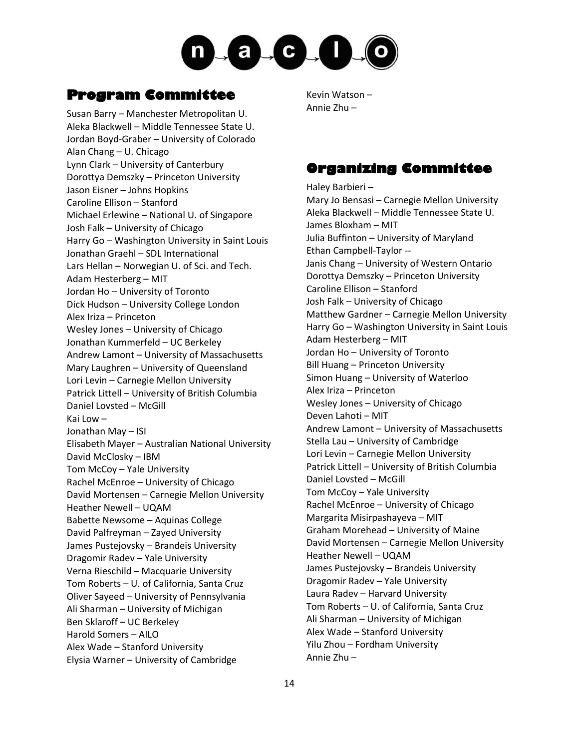## Program Committee

Susan Barry – Manchester Metropolitan U.
Aleka Blackwell – Middle Tennessee State U.
Jordan Boyd-Graber – University of Colorado
Alan Chang – U. Chicago
Lynn Clark – University of Canterbury
Dorottya Demszky – Princeton University
Jason Eisner – Johns Hopkins
Caroline Ellison – Stanford
Michael Erlewine – National U. of Singapore
Josh Falk – University of Chicago
Harry Go – Washington University in Saint Louis
Jonathan Graehl – SDL International
Lars Hellan – Norwegian U. of Sci. and Tech.
Adam Hesterberg – MIT
Jordan Ho – University of Toronto
Dick Hudson – University College London
Alex Iriza – Princeton
Wesley Jones – University of Chicago
Jonathan Kummerfeld – UC Berkeley
Andrew Lamont – University of Massachusetts
Mary Laughren – University of Queensland
Lori Levin – Carnegie Mellon University
Patrick Littell – University of British Columbia
Daniel Lovsted – McGill
Kai Low –
Jonathan May – ISI
Elisabeth Mayer – Australian National University
David McClosky – IBM
Tom McCoy – Yale University
Rachel McEnroe – University of Chicago
David Mortensen – Carnegie Mellon University
Heather Newell – UQAM
Babette Newsome – Aquinas College
David Palfreyman – Zayed University
James Pustejovsky – Brandeis University
Dragomir Radev – Yale University
Verna Rieschild – Macquarie University
Tom Roberts – U. of California, Santa Cruz
Oliver Sayeed – University of Pennsylvania
Ali Sharman – University of Michigan
Ben Sklaroff – UC Berkeley
Harold Somers – AILO
Alex Wade – Stanford University
Elysia Warner – University of Cambridge
Kevin Watson –
Annie Zhu –

## Organizing Committee

Haley Barbieri –
Mary Jo Bensasi – Carnegie Mellon University
Aleka Blackwell – Middle Tennessee State U.
James Bloxham – MIT
Julia Buffinton – University of Maryland
Ethan Campbell-Taylor --
Janis Chang – University of Western Ontario
Dorottya Demszky – Princeton University
Caroline Ellison – Stanford
Josh Falk – University of Chicago
Matthew Gardner – Carnegie Mellon University
Harry Go – Washington University in Saint Louis
Adam Hesterberg – MIT
Jordan Ho – University of Toronto
Bill Huang – Princeton University
Simon Huang – University of Waterloo
Alex Iriza – Princeton
Wesley Jones – University of Chicago
Deven Lahoti – MIT
Andrew Lamont – University of Massachusetts
Stella Lau – University of Cambridge
Lori Levin – Carnegie Mellon University
Patrick Littell – University of British Columbia
Daniel Lovsted – McGill
Tom McCoy – Yale University
Rachel McEnroe – University of Chicago
Margarita Misirpashayeva – MIT
Graham Morehead – University of Maine
David Mortensen – Carnegie Mellon University
Heather Newell – UQAM
James Pustejovsky – Brandeis University
Dragomir Radev – Yale University
Laura Radev – Harvard University
Tom Roberts – U. of California, Santa Cruz
Ali Sharman – University of Michigan
Alex Wade – Stanford University
Yilu Zhou – Fordham University
Annie Zhu –